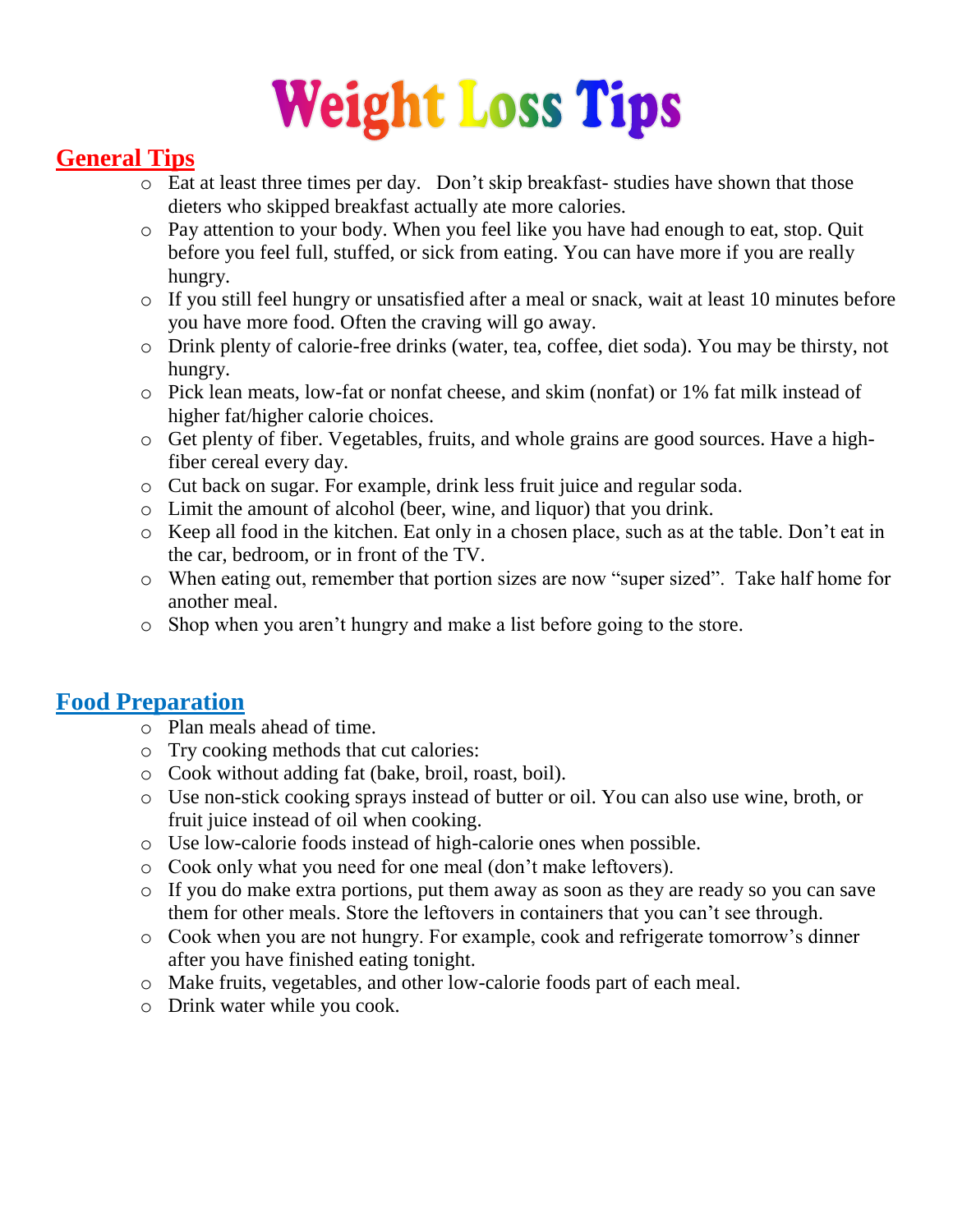# Weight Loss Tips

## General Tips

- Eat at least three times per day. Don't skip breakfast- studies have shown that those dieters who skipped breakfast actually ate more calories.
- Pay attention to your body. When you feel like you have had enough to eat, stop. Quit before you feel full, stuffed, or sick from eating. You can have more if you are really hungry.
- If you still feel hungry or unsatisfied after a meal or snack, wait at least 10 minutes before you have more food. Often the craving will go away.
- Drink plenty of calorie-free drinks (water, tea, coffee, diet soda). You may be thirsty, not hungry.
- Pick lean meats, low-fat or nonfat cheese, and skim (nonfat) or 1% fat milk instead of higher fat/higher calorie choices.
- Get plenty of fiber. Vegetables, fruits, and whole grains are good sources. Have a high-fiber cereal every day.
- Cut back on sugar. For example, drink less fruit juice and regular soda.
- Limit the amount of alcohol (beer, wine, and liquor) that you drink.
- Keep all food in the kitchen. Eat only in a chosen place, such as at the table. Don't eat in the car, bedroom, or in front of the TV.
- When eating out, remember that portion sizes are now "super sized". Take half home for another meal.
- Shop when you aren't hungry and make a list before going to the store.

## Food Preparation

- Plan meals ahead of time.
- Try cooking methods that cut calories:
- Cook without adding fat (bake, broil, roast, boil).
- Use non-stick cooking sprays instead of butter or oil. You can also use wine, broth, or fruit juice instead of oil when cooking.
- Use low-calorie foods instead of high-calorie ones when possible.
- Cook only what you need for one meal (don't make leftovers).
- If you do make extra portions, put them away as soon as they are ready so you can save them for other meals. Store the leftovers in containers that you can't see through.
- Cook when you are not hungry. For example, cook and refrigerate tomorrow's dinner after you have finished eating tonight.
- Make fruits, vegetables, and other low-calorie foods part of each meal.
- Drink water while you cook.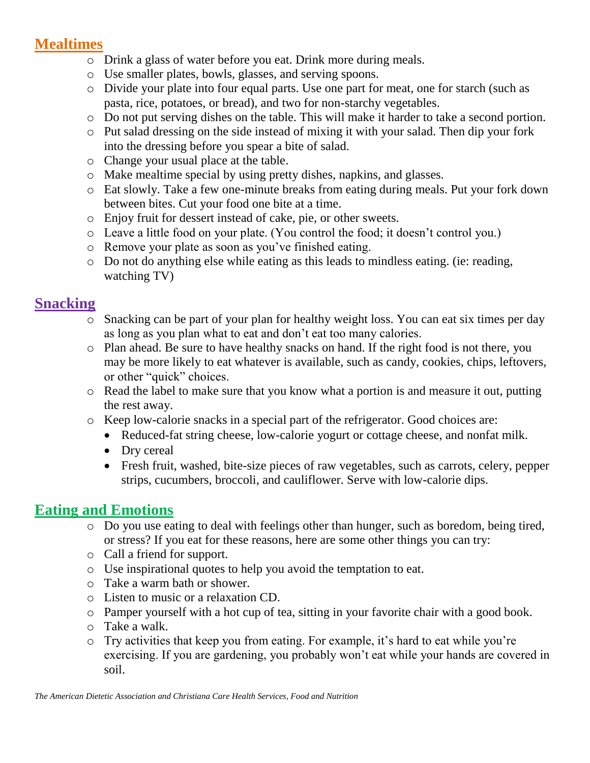## Mealtimes

- Drink a glass of water before you eat. Drink more during meals.
- Use smaller plates, bowls, glasses, and serving spoons.
- Divide your plate into four equal parts. Use one part for meat, one for starch (such as pasta, rice, potatoes, or bread), and two for non-starchy vegetables.
- Do not put serving dishes on the table. This will make it harder to take a second portion.
- Put salad dressing on the side instead of mixing it with your salad. Then dip your fork into the dressing before you spear a bite of salad.
- Change your usual place at the table.
- Make mealtime special by using pretty dishes, napkins, and glasses.
- Eat slowly. Take a few one-minute breaks from eating during meals. Put your fork down between bites. Cut your food one bite at a time.
- Enjoy fruit for dessert instead of cake, pie, or other sweets.
- Leave a little food on your plate. (You control the food; it doesn't control you.)
- Remove your plate as soon as you've finished eating.
- Do not do anything else while eating as this leads to mindless eating. (ie: reading, watching TV)

## Snacking

- Snacking can be part of your plan for healthy weight loss. You can eat six times per day as long as you plan what to eat and don't eat too many calories.
- Plan ahead. Be sure to have healthy snacks on hand. If the right food is not there, you may be more likely to eat whatever is available, such as candy, cookies, chips, leftovers, or other "quick" choices.
- Read the label to make sure that you know what a portion is and measure it out, putting the rest away.
- Keep low-calorie snacks in a special part of the refrigerator. Good choices are:
  - Reduced-fat string cheese, low-calorie yogurt or cottage cheese, and nonfat milk.
  - Dry cereal
  - Fresh fruit, washed, bite-size pieces of raw vegetables, such as carrots, celery, pepper strips, cucumbers, broccoli, and cauliflower. Serve with low-calorie dips.

## Eating and Emotions

- Do you use eating to deal with feelings other than hunger, such as boredom, being tired, or stress? If you eat for these reasons, here are some other things you can try:
- Call a friend for support.
- Use inspirational quotes to help you avoid the temptation to eat.
- Take a warm bath or shower.
- Listen to music or a relaxation CD.
- Pamper yourself with a hot cup of tea, sitting in your favorite chair with a good book.
- Take a walk.
- Try activities that keep you from eating. For example, it's hard to eat while you're exercising. If you are gardening, you probably won't eat while your hands are covered in soil.

*The American Dietetic Association and Christiana Care Health Services, Food and Nutrition*